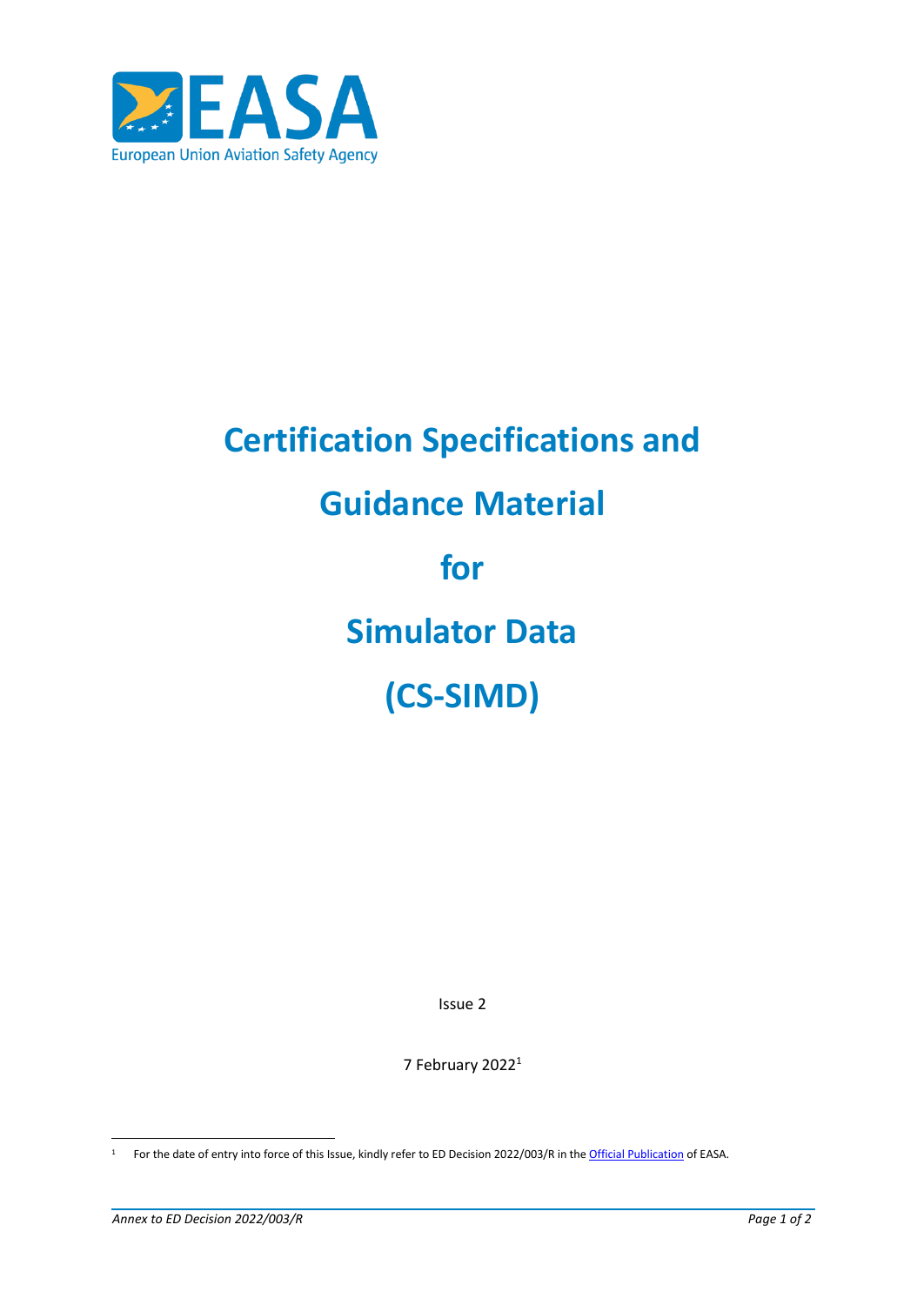EASA
European Union Aviation Safety Agency

# Certification Specifications and Guidance Material for Simulator Data (CS-SIMD)

Issue 2

7 February 2022[1]

[1] For the date of entry into force of this Issue, kindly refer to ED Decision 2022/003/R in the Official Publication of EASA.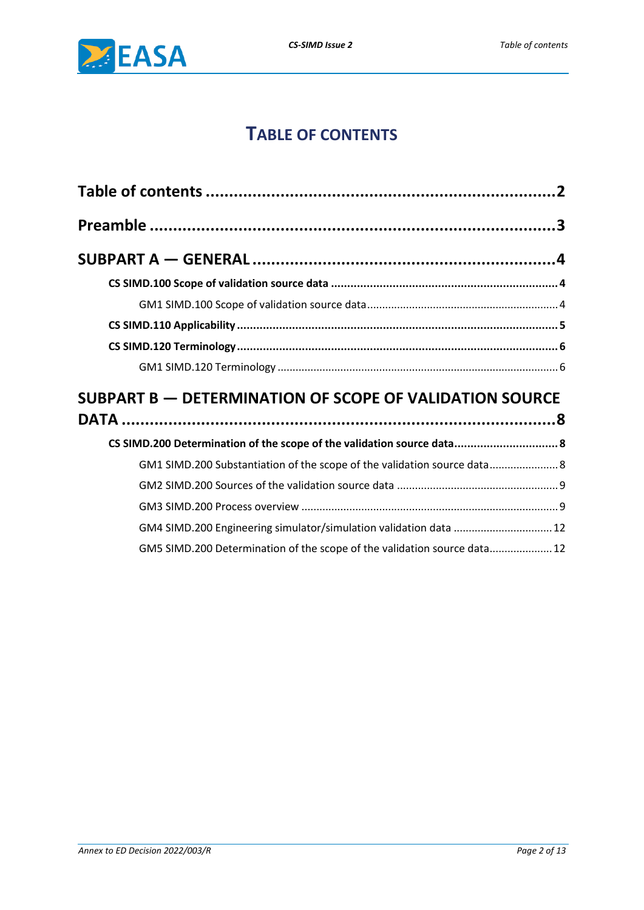# TABLE OF CONTENTS

**Table of contents .......................................................................... 2**

**Preamble ........................................................................................ 3**

**SUBPART A — GENERAL .................................................................. 4**

- **CS SIMD.100 Scope of validation source data ........................................ 4**
  - GM1 SIMD.100 Scope of validation source data ........................................ 4
- **CS SIMD.110 Applicability ........................................................................ 5**
- **CS SIMD.120 Terminology ........................................................................ 6**
  - GM1 SIMD.120 Terminology ........................................................................ 6

**SUBPART B — DETERMINATION OF SCOPE OF VALIDATION SOURCE DATA ........................................................................................ 8**

- **CS SIMD.200 Determination of the scope of the validation source data ........................ 8**
  - GM1 SIMD.200 Substantiation of the scope of the validation source data ........................ 8
  - GM2 SIMD.200 Sources of the validation source data ........................................ 9
  - GM3 SIMD.200 Process overview ........................................................................ 9
  - GM4 SIMD.200 Engineering simulator/simulation validation data ........................ 12
  - GM5 SIMD.200 Determination of the scope of the validation source data ........................ 12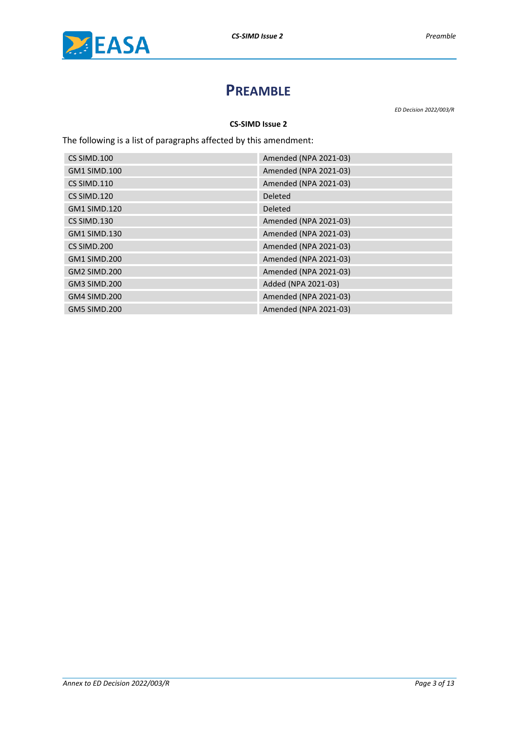# PREAMBLE

*ED Decision 2022/003/R*

**CS-SIMD Issue 2**

The following is a list of paragraphs affected by this amendment:

| | |
|---|---|
| CS SIMD.100 | Amended (NPA 2021-03) |
| GM1 SIMD.100 | Amended (NPA 2021-03) |
| CS SIMD.110 | Amended (NPA 2021-03) |
| CS SIMD.120 | Deleted |
| GM1 SIMD.120 | Deleted |
| CS SIMD.130 | Amended (NPA 2021-03) |
| GM1 SIMD.130 | Amended (NPA 2021-03) |
| CS SIMD.200 | Amended (NPA 2021-03) |
| GM1 SIMD.200 | Amended (NPA 2021-03) |
| GM2 SIMD.200 | Amended (NPA 2021-03) |
| GM3 SIMD.200 | Added (NPA 2021-03) |
| GM4 SIMD.200 | Amended (NPA 2021-03) |
| GM5 SIMD.200 | Amended (NPA 2021-03) |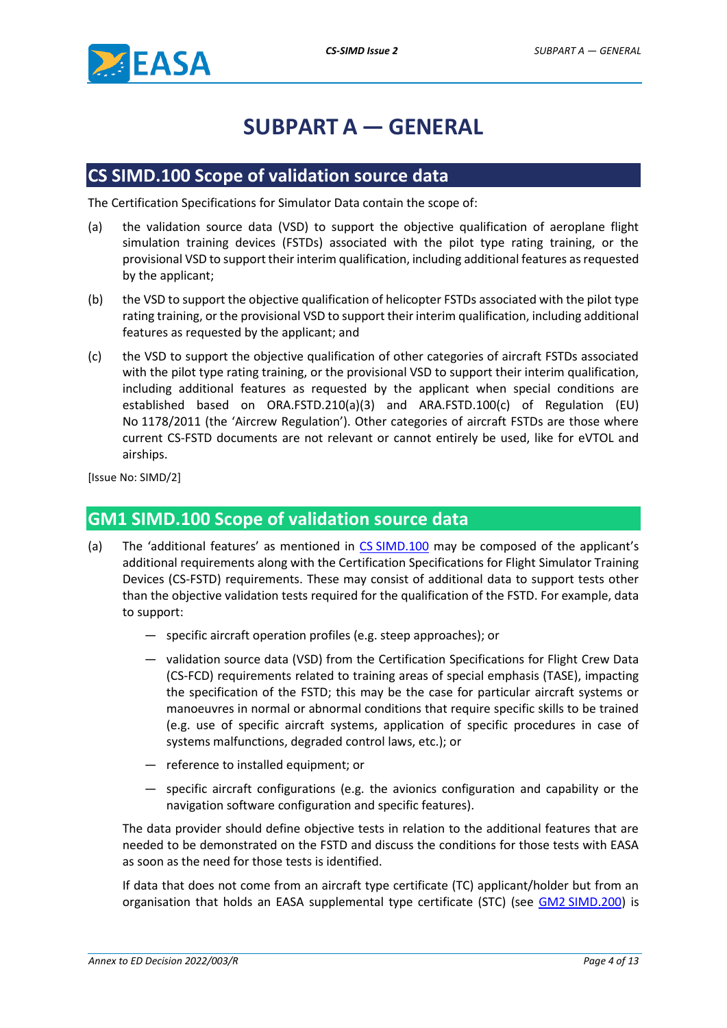# SUBPART A — GENERAL

## CS SIMD.100 Scope of validation source data

The Certification Specifications for Simulator Data contain the scope of:

(a) the validation source data (VSD) to support the objective qualification of aeroplane flight simulation training devices (FSTDs) associated with the pilot type rating training, or the provisional VSD to support their interim qualification, including additional features as requested by the applicant;

(b) the VSD to support the objective qualification of helicopter FSTDs associated with the pilot type rating training, or the provisional VSD to support their interim qualification, including additional features as requested by the applicant; and

(c) the VSD to support the objective qualification of other categories of aircraft FSTDs associated with the pilot type rating training, or the provisional VSD to support their interim qualification, including additional features as requested by the applicant when special conditions are established based on ORA.FSTD.210(a)(3) and ARA.FSTD.100(c) of Regulation (EU) No 1178/2011 (the 'Aircrew Regulation'). Other categories of aircraft FSTDs are those where current CS-FSTD documents are not relevant or cannot entirely be used, like for eVTOL and airships.

[Issue No: SIMD/2]

## GM1 SIMD.100 Scope of validation source data

(a) The 'additional features' as mentioned in CS SIMD.100 may be composed of the applicant's additional requirements along with the Certification Specifications for Flight Simulator Training Devices (CS-FSTD) requirements. These may consist of additional data to support tests other than the objective validation tests required for the qualification of the FSTD. For example, data to support:

- specific aircraft operation profiles (e.g. steep approaches); or
- validation source data (VSD) from the Certification Specifications for Flight Crew Data (CS-FCD) requirements related to training areas of special emphasis (TASE), impacting the specification of the FSTD; this may be the case for particular aircraft systems or manoeuvres in normal or abnormal conditions that require specific skills to be trained (e.g. use of specific aircraft systems, application of specific procedures in case of systems malfunctions, degraded control laws, etc.); or
- reference to installed equipment; or
- specific aircraft configurations (e.g. the avionics configuration and capability or the navigation software configuration and specific features).

The data provider should define objective tests in relation to the additional features that are needed to be demonstrated on the FSTD and discuss the conditions for those tests with EASA as soon as the need for those tests is identified.

If data that does not come from an aircraft type certificate (TC) applicant/holder but from an organisation that holds an EASA supplemental type certificate (STC) (see GM2 SIMD.200) is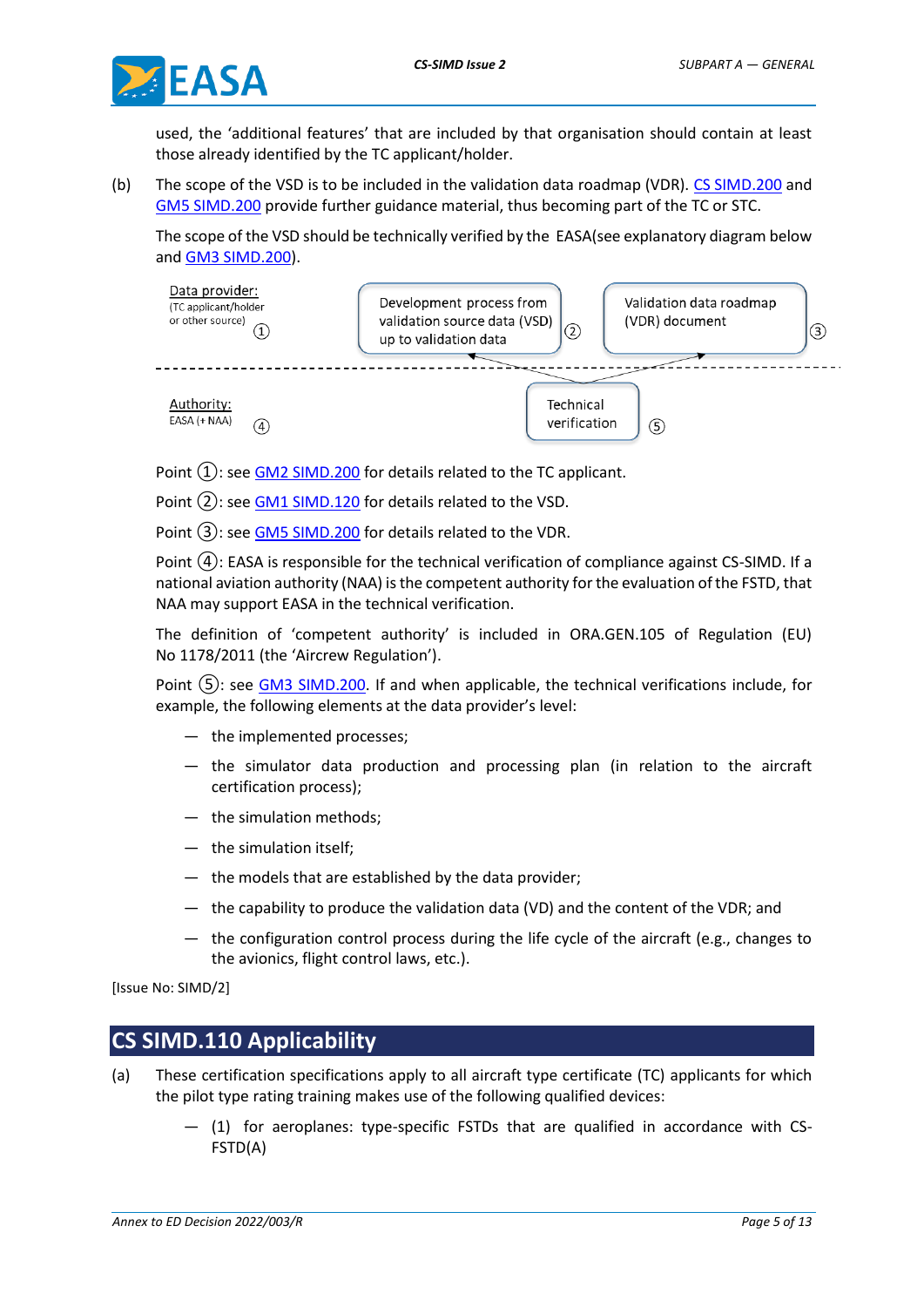used, the 'additional features' that are included by that organisation should contain at least those already identified by the TC applicant/holder.

(b) The scope of the VSD is to be included in the validation data roadmap (VDR). CS SIMD.200 and GM5 SIMD.200 provide further guidance material, thus becoming part of the TC or STC.

The scope of the VSD should be technically verified by the EASA(see explanatory diagram below and GM3 SIMD.200).

Data provider: (TC applicant/holder or other source) ①

Development process from validation source data (VSD) up to validation data ②

Validation data roadmap (VDR) document ③

Authority: EASA (+ NAA) ④

Technical verification ⑤

Point ①: see GM2 SIMD.200 for details related to the TC applicant.

Point ②: see GM1 SIMD.120 for details related to the VSD.

Point ③: see GM5 SIMD.200 for details related to the VDR.

Point ④: EASA is responsible for the technical verification of compliance against CS-SIMD. If a national aviation authority (NAA) is the competent authority for the evaluation of the FSTD, that NAA may support EASA in the technical verification.

The definition of 'competent authority' is included in ORA.GEN.105 of Regulation (EU) No 1178/2011 (the 'Aircrew Regulation').

Point ⑤: see GM3 SIMD.200. If and when applicable, the technical verifications include, for example, the following elements at the data provider's level:

- the implemented processes;
- the simulator data production and processing plan (in relation to the aircraft certification process);
- the simulation methods;
- the simulation itself;
- the models that are established by the data provider;
- the capability to produce the validation data (VD) and the content of the VDR; and
- the configuration control process during the life cycle of the aircraft (e.g., changes to the avionics, flight control laws, etc.).

[Issue No: SIMD/2]

## CS SIMD.110 Applicability

(a) These certification specifications apply to all aircraft type certificate (TC) applicants for which the pilot type rating training makes use of the following qualified devices:

- (1) for aeroplanes: type-specific FSTDs that are qualified in accordance with CS-FSTD(A)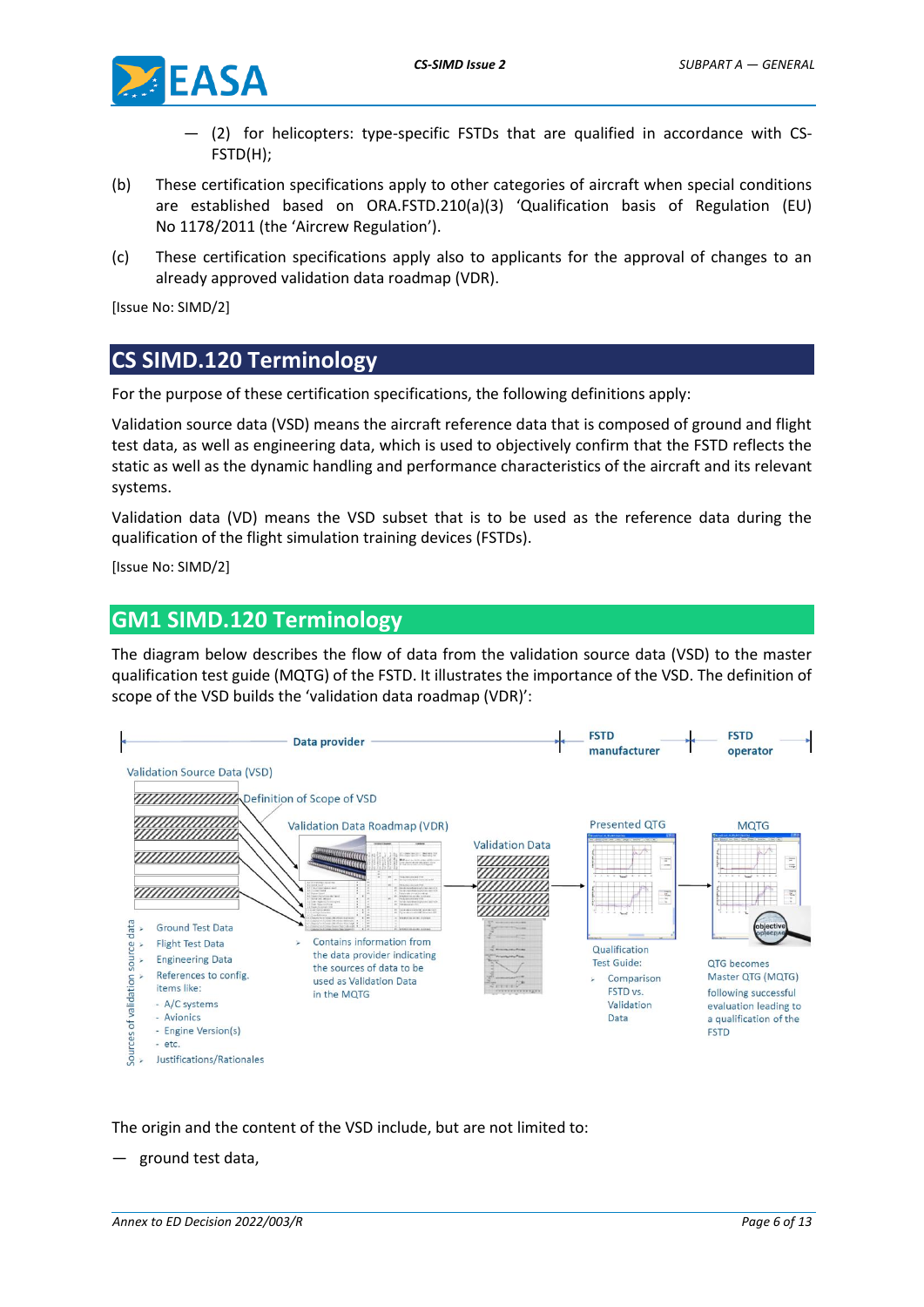— (2) for helicopters: type-specific FSTDs that are qualified in accordance with CS-FSTD(H);

(b) These certification specifications apply to other categories of aircraft when special conditions are established based on ORA.FSTD.210(a)(3) 'Qualification basis of Regulation (EU) No 1178/2011 (the 'Aircrew Regulation').

(c) These certification specifications apply also to applicants for the approval of changes to an already approved validation data roadmap (VDR).

[Issue No: SIMD/2]

## CS SIMD.120 Terminology

For the purpose of these certification specifications, the following definitions apply:

Validation source data (VSD) means the aircraft reference data that is composed of ground and flight test data, as well as engineering data, which is used to objectively confirm that the FSTD reflects the static as well as the dynamic handling and performance characteristics of the aircraft and its relevant systems.

Validation data (VD) means the VSD subset that is to be used as the reference data during the qualification of the flight simulation training devices (FSTDs).

[Issue No: SIMD/2]

## GM1 SIMD.120 Terminology

The diagram below describes the flow of data from the validation source data (VSD) to the master qualification test guide (MQTG) of the FSTD. It illustrates the importance of the VSD. The definition of scope of the VSD builds the 'validation data roadmap (VDR)':

The origin and the content of the VSD include, but are not limited to:

— ground test data,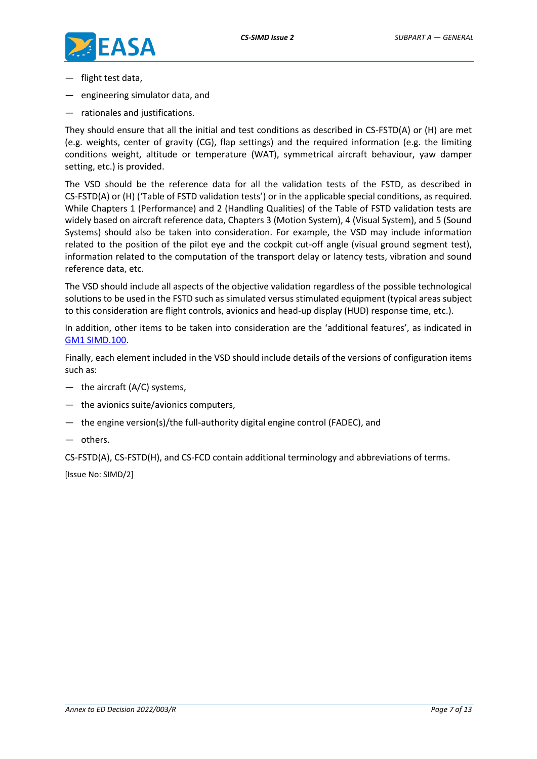- flight test data,
- engineering simulator data, and
- rationales and justifications.

They should ensure that all the initial and test conditions as described in CS-FSTD(A) or (H) are met (e.g. weights, center of gravity (CG), flap settings) and the required information (e.g. the limiting conditions weight, altitude or temperature (WAT), symmetrical aircraft behaviour, yaw damper setting, etc.) is provided.

The VSD should be the reference data for all the validation tests of the FSTD, as described in CS-FSTD(A) or (H) ('Table of FSTD validation tests') or in the applicable special conditions, as required. While Chapters 1 (Performance) and 2 (Handling Qualities) of the Table of FSTD validation tests are widely based on aircraft reference data, Chapters 3 (Motion System), 4 (Visual System), and 5 (Sound Systems) should also be taken into consideration. For example, the VSD may include information related to the position of the pilot eye and the cockpit cut-off angle (visual ground segment test), information related to the computation of the transport delay or latency tests, vibration and sound reference data, etc.

The VSD should include all aspects of the objective validation regardless of the possible technological solutions to be used in the FSTD such as simulated versus stimulated equipment (typical areas subject to this consideration are flight controls, avionics and head-up display (HUD) response time, etc.).

In addition, other items to be taken into consideration are the 'additional features', as indicated in GM1 SIMD.100.

Finally, each element included in the VSD should include details of the versions of configuration items such as:

- the aircraft (A/C) systems,
- the avionics suite/avionics computers,
- the engine version(s)/the full-authority digital engine control (FADEC), and
- others.

CS-FSTD(A), CS-FSTD(H), and CS-FCD contain additional terminology and abbreviations of terms.

[Issue No: SIMD/2]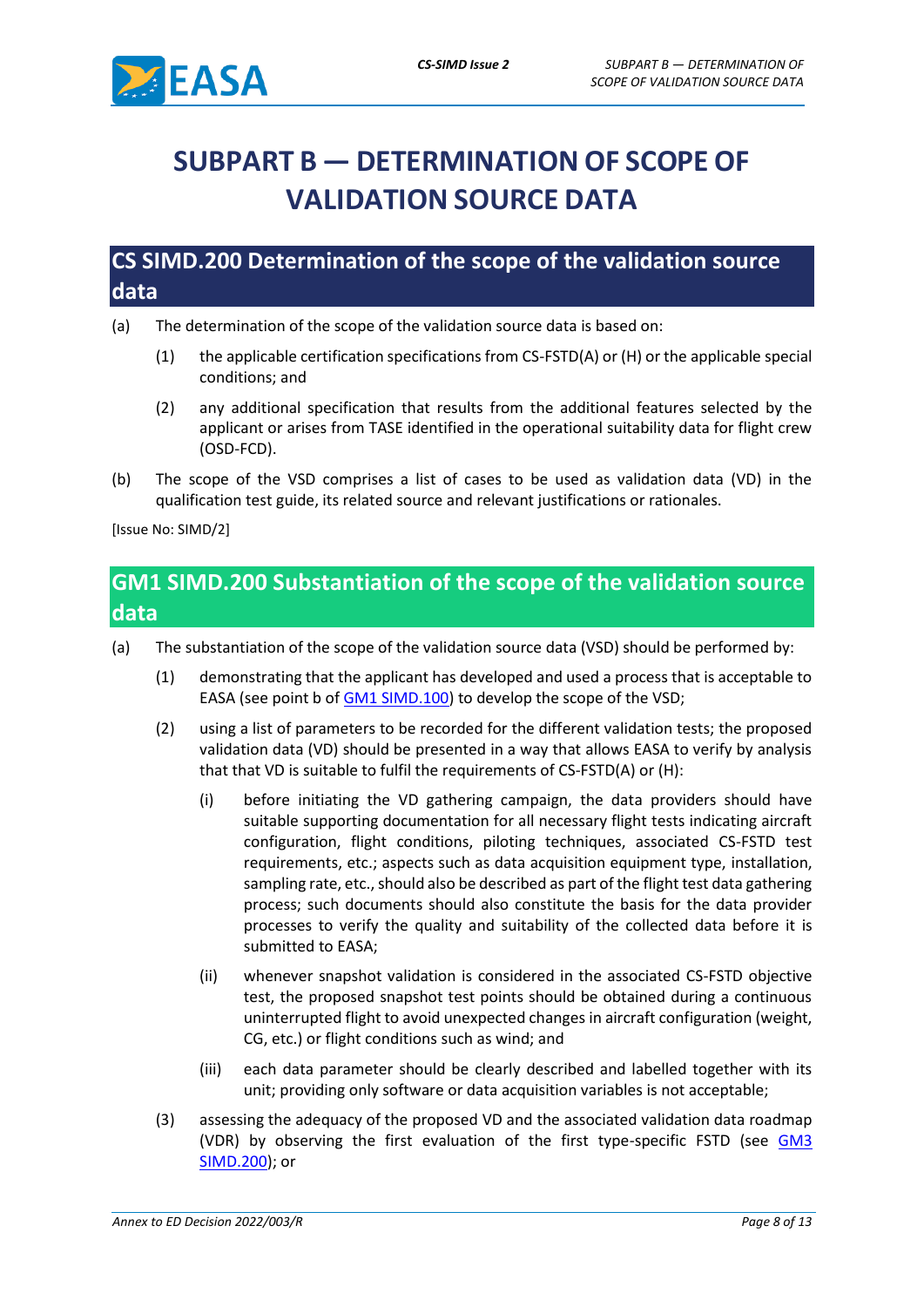# SUBPART B — DETERMINATION OF SCOPE OF VALIDATION SOURCE DATA

## CS SIMD.200 Determination of the scope of the validation source data

(a) The determination of the scope of the validation source data is based on:

   (1) the applicable certification specifications from CS-FSTD(A) or (H) or the applicable special conditions; and

   (2) any additional specification that results from the additional features selected by the applicant or arises from TASE identified in the operational suitability data for flight crew (OSD-FCD).

(b) The scope of the VSD comprises a list of cases to be used as validation data (VD) in the qualification test guide, its related source and relevant justifications or rationales.

[Issue No: SIMD/2]

## GM1 SIMD.200 Substantiation of the scope of the validation source data

(a) The substantiation of the scope of the validation source data (VSD) should be performed by:

   (1) demonstrating that the applicant has developed and used a process that is acceptable to EASA (see point b of GM1 SIMD.100) to develop the scope of the VSD;

   (2) using a list of parameters to be recorded for the different validation tests; the proposed validation data (VD) should be presented in a way that allows EASA to verify by analysis that that VD is suitable to fulfil the requirements of CS-FSTD(A) or (H):

      (i) before initiating the VD gathering campaign, the data providers should have suitable supporting documentation for all necessary flight tests indicating aircraft configuration, flight conditions, piloting techniques, associated CS-FSTD test requirements, etc.; aspects such as data acquisition equipment type, installation, sampling rate, etc., should also be described as part of the flight test data gathering process; such documents should also constitute the basis for the data provider processes to verify the quality and suitability of the collected data before it is submitted to EASA;

      (ii) whenever snapshot validation is considered in the associated CS-FSTD objective test, the proposed snapshot test points should be obtained during a continuous uninterrupted flight to avoid unexpected changes in aircraft configuration (weight, CG, etc.) or flight conditions such as wind; and

      (iii) each data parameter should be clearly described and labelled together with its unit; providing only software or data acquisition variables is not acceptable;

   (3) assessing the adequacy of the proposed VD and the associated validation data roadmap (VDR) by observing the first evaluation of the first type-specific FSTD (see GM3 SIMD.200); or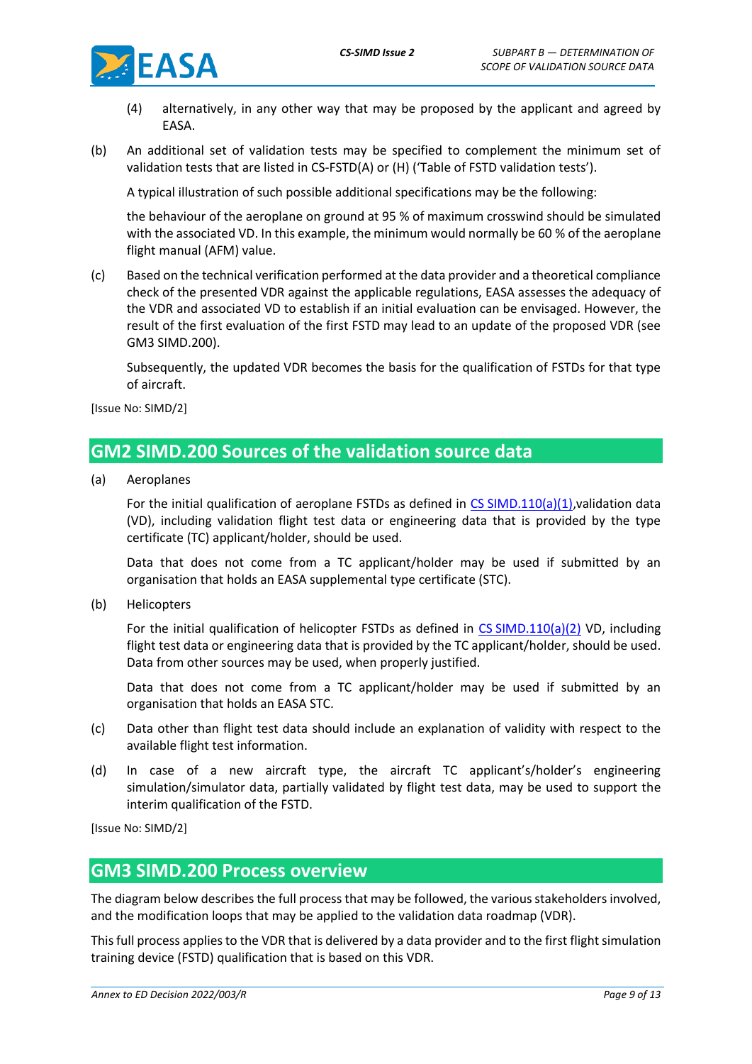(4) alternatively, in any other way that may be proposed by the applicant and agreed by EASA.

(b) An additional set of validation tests may be specified to complement the minimum set of validation tests that are listed in CS-FSTD(A) or (H) ('Table of FSTD validation tests').

A typical illustration of such possible additional specifications may be the following:

the behaviour of the aeroplane on ground at 95 % of maximum crosswind should be simulated with the associated VD. In this example, the minimum would normally be 60 % of the aeroplane flight manual (AFM) value.

(c) Based on the technical verification performed at the data provider and a theoretical compliance check of the presented VDR against the applicable regulations, EASA assesses the adequacy of the VDR and associated VD to establish if an initial evaluation can be envisaged. However, the result of the first evaluation of the first FSTD may lead to an update of the proposed VDR (see GM3 SIMD.200).

Subsequently, the updated VDR becomes the basis for the qualification of FSTDs for that type of aircraft.

[Issue No: SIMD/2]

## GM2 SIMD.200 Sources of the validation source data

(a) Aeroplanes

For the initial qualification of aeroplane FSTDs as defined in CS SIMD.110(a)(1),validation data (VD), including validation flight test data or engineering data that is provided by the type certificate (TC) applicant/holder, should be used.

Data that does not come from a TC applicant/holder may be used if submitted by an organisation that holds an EASA supplemental type certificate (STC).

(b) Helicopters

For the initial qualification of helicopter FSTDs as defined in CS SIMD.110(a)(2) VD, including flight test data or engineering data that is provided by the TC applicant/holder, should be used. Data from other sources may be used, when properly justified.

Data that does not come from a TC applicant/holder may be used if submitted by an organisation that holds an EASA STC.

(c) Data other than flight test data should include an explanation of validity with respect to the available flight test information.

(d) In case of a new aircraft type, the aircraft TC applicant's/holder's engineering simulation/simulator data, partially validated by flight test data, may be used to support the interim qualification of the FSTD.

[Issue No: SIMD/2]

## GM3 SIMD.200 Process overview

The diagram below describes the full process that may be followed, the various stakeholders involved, and the modification loops that may be applied to the validation data roadmap (VDR).

This full process applies to the VDR that is delivered by a data provider and to the first flight simulation training device (FSTD) qualification that is based on this VDR.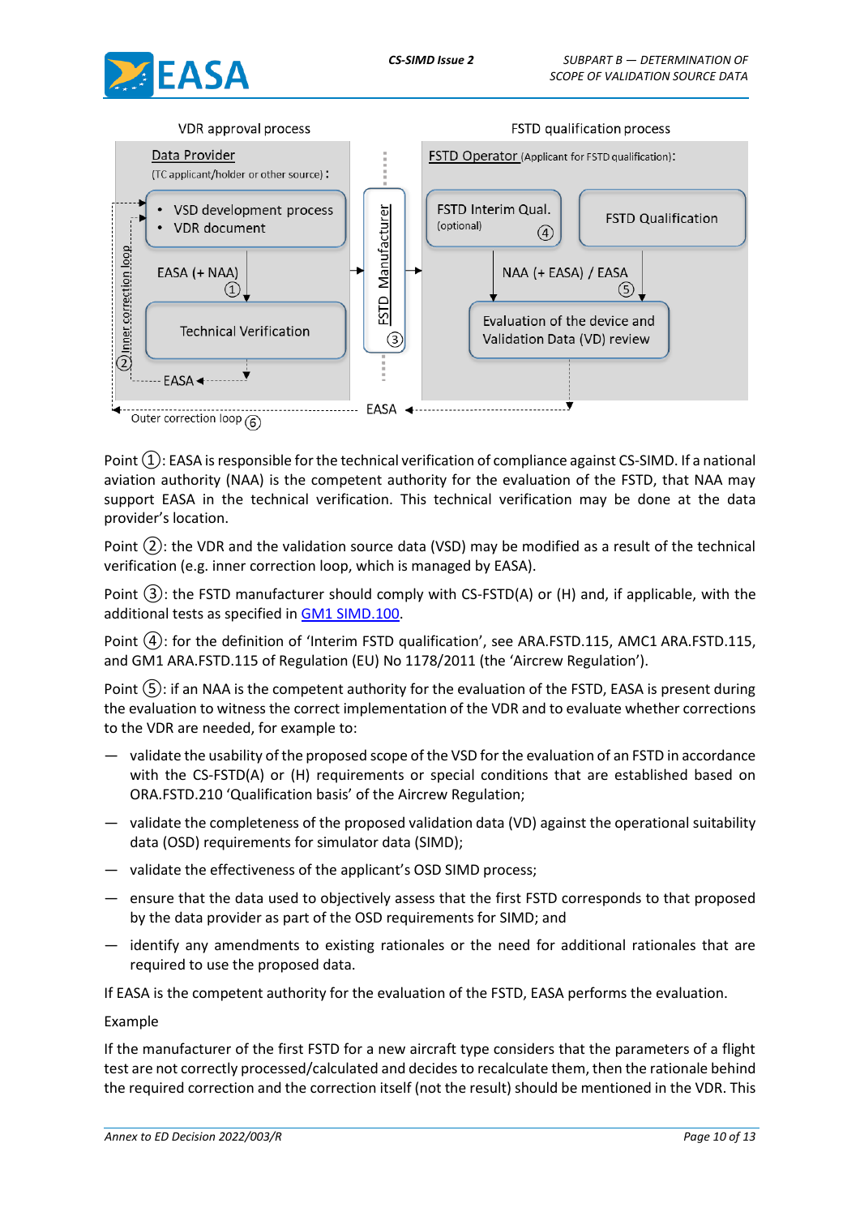Point ①: EASA is responsible for the technical verification of compliance against CS-SIMD. If a national aviation authority (NAA) is the competent authority for the evaluation of the FSTD, that NAA may support EASA in the technical verification. This technical verification may be done at the data provider's location.

Point ②: the VDR and the validation source data (VSD) may be modified as a result of the technical verification (e.g. inner correction loop, which is managed by EASA).

Point ③: the FSTD manufacturer should comply with CS-FSTD(A) or (H) and, if applicable, with the additional tests as specified in GM1 SIMD.100.

Point ④: for the definition of 'Interim FSTD qualification', see ARA.FSTD.115, AMC1 ARA.FSTD.115, and GM1 ARA.FSTD.115 of Regulation (EU) No 1178/2011 (the 'Aircrew Regulation').

Point ⑤: if an NAA is the competent authority for the evaluation of the FSTD, EASA is present during the evaluation to witness the correct implementation of the VDR and to evaluate whether corrections to the VDR are needed, for example to:

— validate the usability of the proposed scope of the VSD for the evaluation of an FSTD in accordance with the CS-FSTD(A) or (H) requirements or special conditions that are established based on ORA.FSTD.210 'Qualification basis' of the Aircrew Regulation;

— validate the completeness of the proposed validation data (VD) against the operational suitability data (OSD) requirements for simulator data (SIMD);

— validate the effectiveness of the applicant's OSD SIMD process;

— ensure that the data used to objectively assess that the first FSTD corresponds to that proposed by the data provider as part of the OSD requirements for SIMD; and

— identify any amendments to existing rationales or the need for additional rationales that are required to use the proposed data.

If EASA is the competent authority for the evaluation of the FSTD, EASA performs the evaluation.

Example

If the manufacturer of the first FSTD for a new aircraft type considers that the parameters of a flight test are not correctly processed/calculated and decides to recalculate them, then the rationale behind the required correction and the correction itself (not the result) should be mentioned in the VDR. This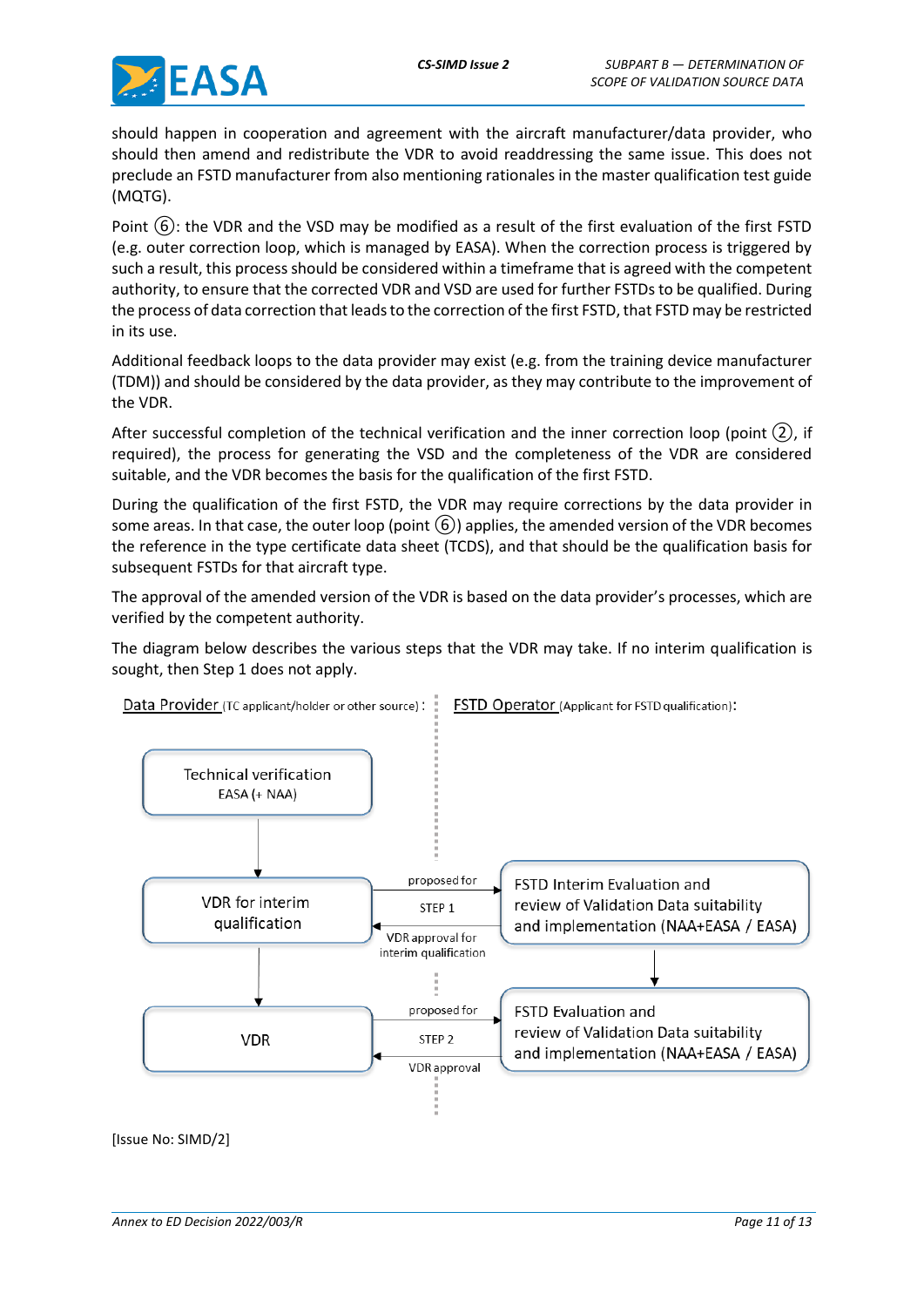should happen in cooperation and agreement with the aircraft manufacturer/data provider, who should then amend and redistribute the VDR to avoid readdressing the same issue. This does not preclude an FSTD manufacturer from also mentioning rationales in the master qualification test guide (MQTG).

Point ⑥: the VDR and the VSD may be modified as a result of the first evaluation of the first FSTD (e.g. outer correction loop, which is managed by EASA). When the correction process is triggered by such a result, this process should be considered within a timeframe that is agreed with the competent authority, to ensure that the corrected VDR and VSD are used for further FSTDs to be qualified. During the process of data correction that leads to the correction of the first FSTD, that FSTD may be restricted in its use.

Additional feedback loops to the data provider may exist (e.g. from the training device manufacturer (TDM)) and should be considered by the data provider, as they may contribute to the improvement of the VDR.

After successful completion of the technical verification and the inner correction loop (point ②, if required), the process for generating the VSD and the completeness of the VDR are considered suitable, and the VDR becomes the basis for the qualification of the first FSTD.

During the qualification of the first FSTD, the VDR may require corrections by the data provider in some areas. In that case, the outer loop (point ⑥) applies, the amended version of the VDR becomes the reference in the type certificate data sheet (TCDS), and that should be the qualification basis for subsequent FSTDs for that aircraft type.

The approval of the amended version of the VDR is based on the data provider's processes, which are verified by the competent authority.

The diagram below describes the various steps that the VDR may take. If no interim qualification is sought, then Step 1 does not apply.

Data Provider (TC applicant/holder or other source):

- Technical verification EASA (+ NAA)
- VDR for interim qualification
- VDR

FSTD Operator (Applicant for FSTD qualification):

- FSTD Interim Evaluation and review of Validation Data suitability and implementation (NAA+EASA / EASA)
- FSTD Evaluation and review of Validation Data suitability and implementation (NAA+EASA / EASA)

STEP 1: VDR for interim qualification — proposed for → FSTD Interim Evaluation; ← VDR approval for interim qualification

STEP 2: VDR — proposed for → FSTD Evaluation; ← VDR approval

[Issue No: SIMD/2]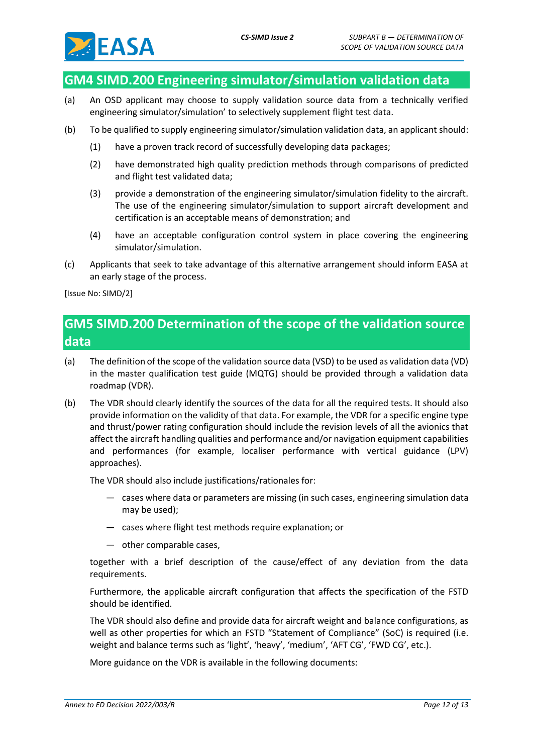## GM4 SIMD.200 Engineering simulator/simulation validation data

(a) An OSD applicant may choose to supply validation source data from a technically verified engineering simulator/simulation' to selectively supplement flight test data.

(b) To be qualified to supply engineering simulator/simulation validation data, an applicant should:

(1) have a proven track record of successfully developing data packages;

(2) have demonstrated high quality prediction methods through comparisons of predicted and flight test validated data;

(3) provide a demonstration of the engineering simulator/simulation fidelity to the aircraft. The use of the engineering simulator/simulation to support aircraft development and certification is an acceptable means of demonstration; and

(4) have an acceptable configuration control system in place covering the engineering simulator/simulation.

(c) Applicants that seek to take advantage of this alternative arrangement should inform EASA at an early stage of the process.

[Issue No: SIMD/2]

## GM5 SIMD.200 Determination of the scope of the validation source data

(a) The definition of the scope of the validation source data (VSD) to be used as validation data (VD) in the master qualification test guide (MQTG) should be provided through a validation data roadmap (VDR).

(b) The VDR should clearly identify the sources of the data for all the required tests. It should also provide information on the validity of that data. For example, the VDR for a specific engine type and thrust/power rating configuration should include the revision levels of all the avionics that affect the aircraft handling qualities and performance and/or navigation equipment capabilities and performances (for example, localiser performance with vertical guidance (LPV) approaches).

The VDR should also include justifications/rationales for:

— cases where data or parameters are missing (in such cases, engineering simulation data may be used);

— cases where flight test methods require explanation; or

— other comparable cases,

together with a brief description of the cause/effect of any deviation from the data requirements.

Furthermore, the applicable aircraft configuration that affects the specification of the FSTD should be identified.

The VDR should also define and provide data for aircraft weight and balance configurations, as well as other properties for which an FSTD "Statement of Compliance" (SoC) is required (i.e. weight and balance terms such as 'light', 'heavy', 'medium', 'AFT CG', 'FWD CG', etc.).

More guidance on the VDR is available in the following documents: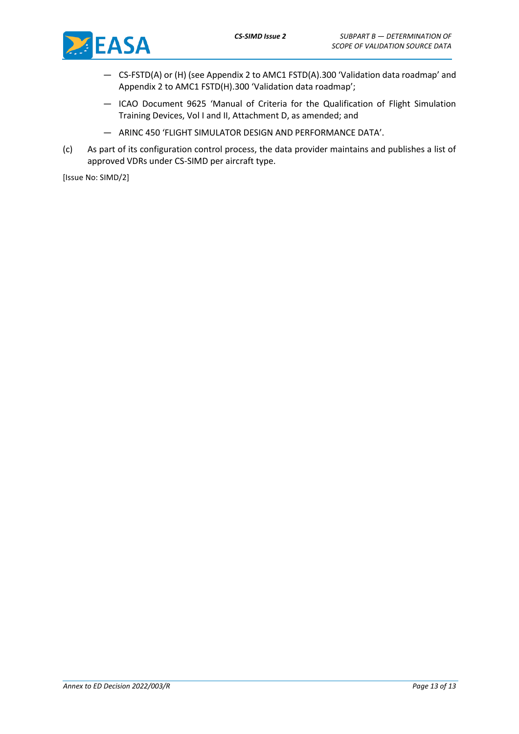- CS-FSTD(A) or (H) (see Appendix 2 to AMC1 FSTD(A).300 'Validation data roadmap' and Appendix 2 to AMC1 FSTD(H).300 'Validation data roadmap';
- ICAO Document 9625 'Manual of Criteria for the Qualification of Flight Simulation Training Devices, Vol I and II, Attachment D, as amended; and
- ARINC 450 'FLIGHT SIMULATOR DESIGN AND PERFORMANCE DATA'.

(c) As part of its configuration control process, the data provider maintains and publishes a list of approved VDRs under CS-SIMD per aircraft type.

[Issue No: SIMD/2]